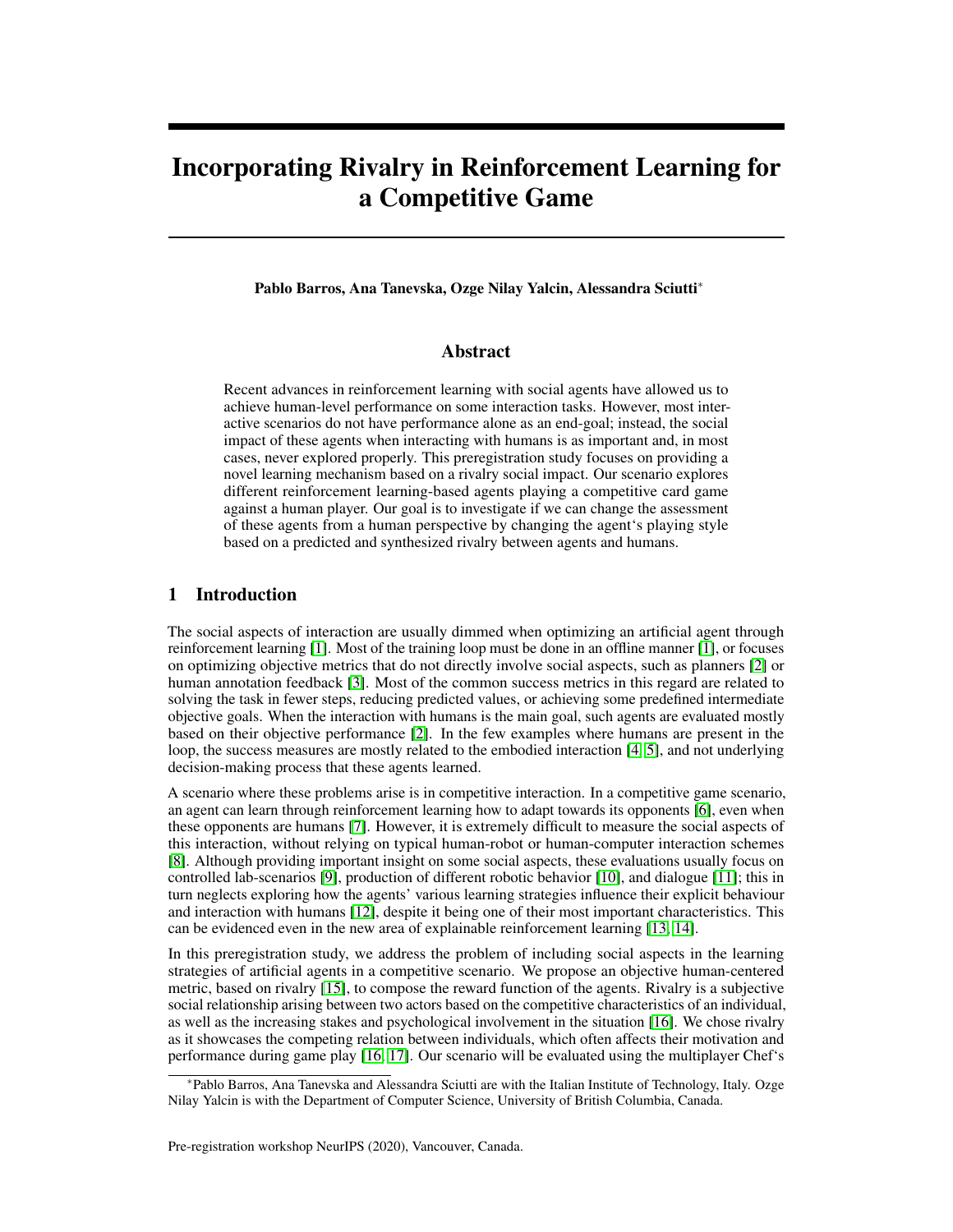# Incorporating Rivalry in Reinforcement Learning for a Competitive Game

**Pablo Barros, Ana Tanevska, Ozge Nilay Yalcin, Alessandra Sciutti***

## Abstract

Recent advances in reinforcement learning with social agents have allowed us to achieve human-level performance on some interaction tasks. However, most interactive scenarios do not have performance alone as an end-goal; instead, the social impact of these agents when interacting with humans is as important and, in most cases, never explored properly. This preregistration study focuses on providing a novel learning mechanism based on a rivalry social impact. Our scenario explores different reinforcement learning-based agents playing a competitive card game against a human player. Our goal is to investigate if we can change the assessment of these agents from a human perspective by changing the agent's playing style based on a predicted and synthesized rivalry between agents and humans.

## 1 Introduction

The social aspects of interaction are usually dimmed when optimizing an artificial agent through reinforcement learning [1]. Most of the training loop must be done in an offline manner [1], or focuses on optimizing objective metrics that do not directly involve social aspects, such as planners [2] or human annotation feedback [3]. Most of the common success metrics in this regard are related to solving the task in fewer steps, reducing predicted values, or achieving some predefined intermediate objective goals. When the interaction with humans is the main goal, such agents are evaluated mostly based on their objective performance [2]. In the few examples where humans are present in the loop, the success measures are mostly related to the embodied interaction [4, 5], and not underlying decision-making process that these agents learned.

A scenario where these problems arise is in competitive interaction. In a competitive game scenario, an agent can learn through reinforcement learning how to adapt towards its opponents [6], even when these opponents are humans [7]. However, it is extremely difficult to measure the social aspects of this interaction, without relying on typical human-robot or human-computer interaction schemes [8]. Although providing important insight on some social aspects, these evaluations usually focus on controlled lab-scenarios [9], production of different robotic behavior [10], and dialogue [11]; this in turn neglects exploring how the agents' various learning strategies influence their explicit behaviour and interaction with humans [12], despite it being one of their most important characteristics. This can be evidenced even in the new area of explainable reinforcement learning [13, 14].

In this preregistration study, we address the problem of including social aspects in the learning strategies of artificial agents in a competitive scenario. We propose an objective human-centered metric, based on rivalry [15], to compose the reward function of the agents. Rivalry is a subjective social relationship arising between two actors based on the competitive characteristics of an individual, as well as the increasing stakes and psychological involvement in the situation [16]. We chose rivalry as it showcases the competing relation between individuals, which often affects their motivation and performance during game play [16, 17]. Our scenario will be evaluated using the multiplayer Chef's

*Pablo Barros, Ana Tanevska and Alessandra Sciutti are with the Italian Institute of Technology, Italy. Ozge Nilay Yalcin is with the Department of Computer Science, University of British Columbia, Canada.

Pre-registration workshop NeurIPS (2020), Vancouver, Canada.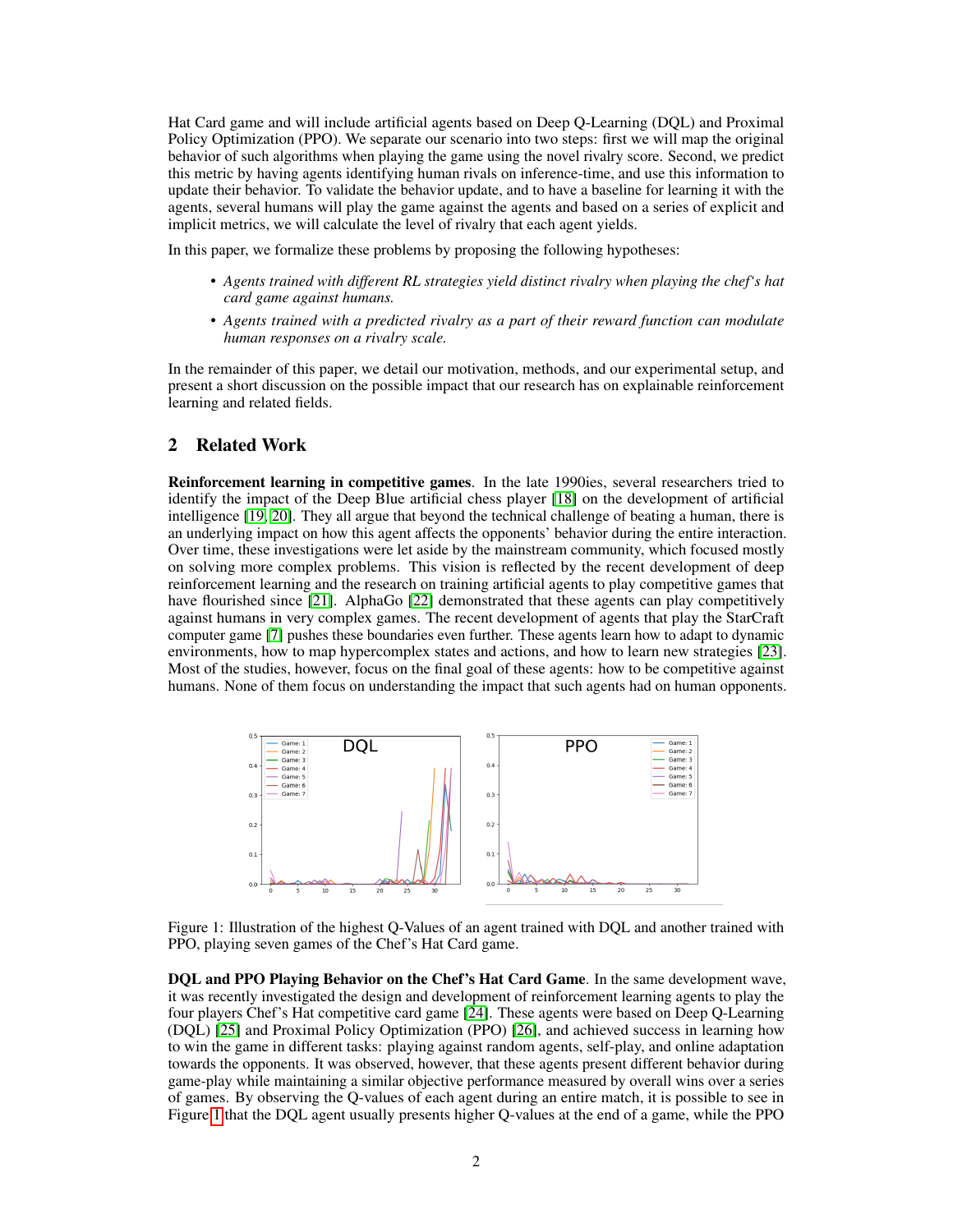Hat Card game and will include artificial agents based on Deep Q-Learning (DQL) and Proximal Policy Optimization (PPO). We separate our scenario into two steps: first we will map the original behavior of such algorithms when playing the game using the novel rivalry score. Second, we predict this metric by having agents identifying human rivals on inference-time, and use this information to update their behavior. To validate the behavior update, and to have a baseline for learning it with the agents, several humans will play the game against the agents and based on a series of explicit and implicit metrics, we will calculate the level of rivalry that each agent yields.

In this paper, we formalize these problems by proposing the following hypotheses:

- *Agents trained with different RL strategies yield distinct rivalry when playing the chef's hat card game against humans.*
- *Agents trained with a predicted rivalry as a part of their reward function can modulate human responses on a rivalry scale.*

In the remainder of this paper, we detail our motivation, methods, and our experimental setup, and present a short discussion on the possible impact that our research has on explainable reinforcement learning and related fields.

## 2 Related Work

**Reinforcement learning in competitive games**. In the late 1990ies, several researchers tried to identify the impact of the Deep Blue artificial chess player [18] on the development of artificial intelligence [19, 20]. They all argue that beyond the technical challenge of beating a human, there is an underlying impact on how this agent affects the opponents' behavior during the entire interaction. Over time, these investigations were let aside by the mainstream community, which focused mostly on solving more complex problems. This vision is reflected by the recent development of deep reinforcement learning and the research on training artificial agents to play competitive games that have flourished since [21]. AlphaGo [22] demonstrated that these agents can play competitively against humans in very complex games. The recent development of agents that play the StarCraft computer game [7] pushes these boundaries even further. These agents learn how to adapt to dynamic environments, how to map hypercomplex states and actions, and how to learn new strategies [23]. Most of the studies, however, focus on the final goal of these agents: how to be competitive against humans. None of them focus on understanding the impact that such agents had on human opponents.

Figure 1: Illustration of the highest Q-Values of an agent trained with DQL and another trained with PPO, playing seven games of the Chef's Hat Card game.

**DQL and PPO Playing Behavior on the Chef's Hat Card Game**. In the same development wave, it was recently investigated the design and development of reinforcement learning agents to play the four players Chef's Hat competitive card game [24]. These agents were based on Deep Q-Learning (DQL) [25] and Proximal Policy Optimization (PPO) [26], and achieved success in learning how to win the game in different tasks: playing against random agents, self-play, and online adaptation towards the opponents. It was observed, however, that these agents present different behavior during game-play while maintaining a similar objective performance measured by overall wins over a series of games. By observing the Q-values of each agent during an entire match, it is possible to see in Figure 1 that the DQL agent usually presents higher Q-values at the end of a game, while the PPO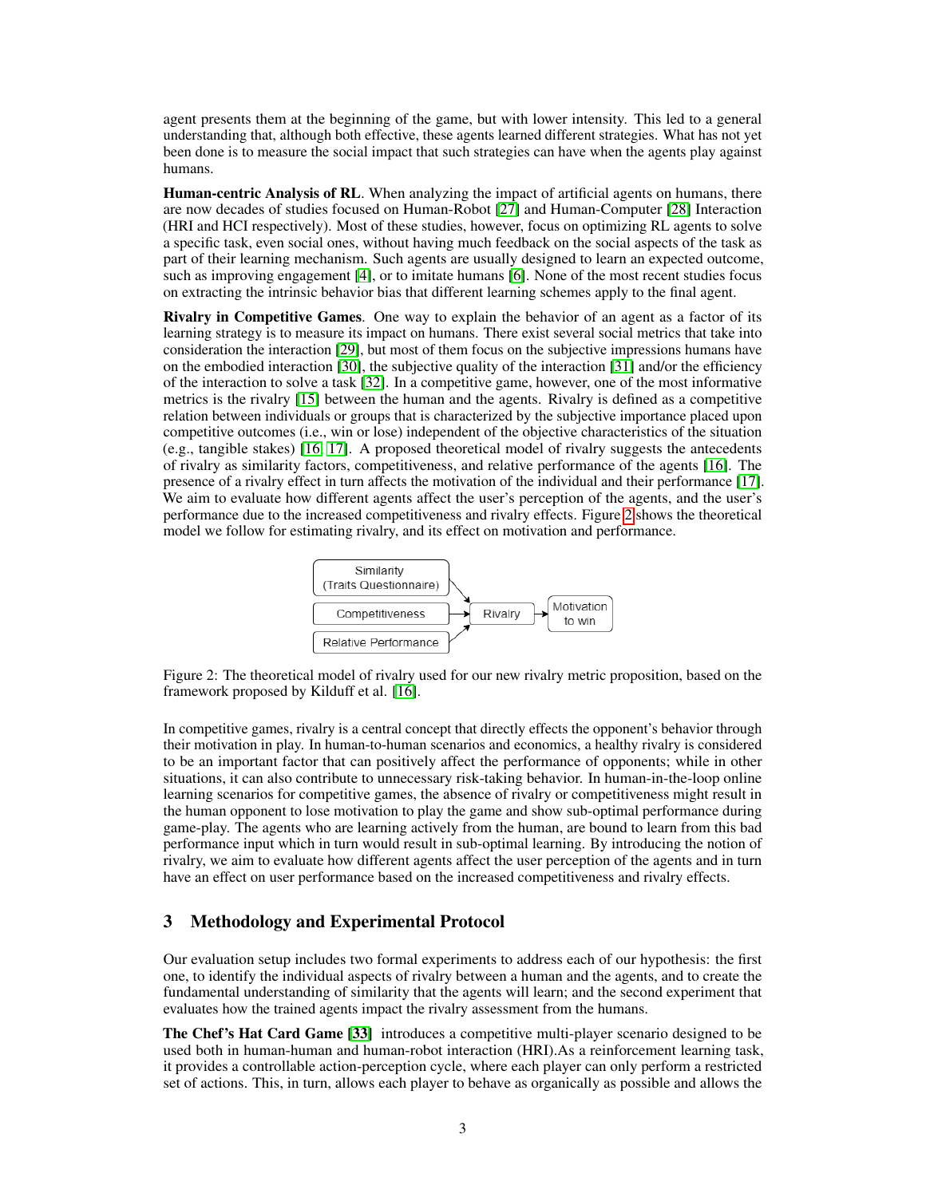agent presents them at the beginning of the game, but with lower intensity. This led to a general understanding that, although both effective, these agents learned different strategies. What has not yet been done is to measure the social impact that such strategies can have when the agents play against humans.

**Human-centric Analysis of RL**. When analyzing the impact of artificial agents on humans, there are now decades of studies focused on Human-Robot [27] and Human-Computer [28] Interaction (HRI and HCI respectively). Most of these studies, however, focus on optimizing RL agents to solve a specific task, even social ones, without having much feedback on the social aspects of the task as part of their learning mechanism. Such agents are usually designed to learn an expected outcome, such as improving engagement [4], or to imitate humans [6]. None of the most recent studies focus on extracting the intrinsic behavior bias that different learning schemes apply to the final agent.

**Rivalry in Competitive Games**. One way to explain the behavior of an agent as a factor of its learning strategy is to measure its impact on humans. There exist several social metrics that take into consideration the interaction [29], but most of them focus on the subjective impressions humans have on the embodied interaction [30], the subjective quality of the interaction [31] and/or the efficiency of the interaction to solve a task [32]. In a competitive game, however, one of the most informative metrics is the rivalry [15] between the human and the agents. Rivalry is defined as a competitive relation between individuals or groups that is characterized by the subjective importance placed upon competitive outcomes (i.e., win or lose) independent of the objective characteristics of the situation (e.g., tangible stakes) [16, 17]. A proposed theoretical model of rivalry suggests the antecedents of rivalry as similarity factors, competitiveness, and relative performance of the agents [16]. The presence of a rivalry effect in turn affects the motivation of the individual and their performance [17]. We aim to evaluate how different agents affect the user's perception of the agents, and the user's performance due to the increased competitiveness and rivalry effects. Figure 2 shows the theoretical model we follow for estimating rivalry, and its effect on motivation and performance.

Similarity (Traits Questionnaire) → Rivalry
Competitiveness → Rivalry
Relative Performance → Rivalry
Rivalry → Motivation to win

Figure 2: The theoretical model of rivalry used for our new rivalry metric proposition, based on the framework proposed by Kilduff et al. [16].

In competitive games, rivalry is a central concept that directly effects the opponent's behavior through their motivation in play. In human-to-human scenarios and economics, a healthy rivalry is considered to be an important factor that can positively affect the performance of opponents; while in other situations, it can also contribute to unnecessary risk-taking behavior. In human-in-the-loop online learning scenarios for competitive games, the absence of rivalry or competitiveness might result in the human opponent to lose motivation to play the game and show sub-optimal performance during game-play. The agents who are learning actively from the human, are bound to learn from this bad performance input which in turn would result in sub-optimal learning. By introducing the notion of rivalry, we aim to evaluate how different agents affect the user perception of the agents and in turn have an effect on user performance based on the increased competitiveness and rivalry effects.

## 3 Methodology and Experimental Protocol

Our evaluation setup includes two formal experiments to address each of our hypothesis: the first one, to identify the individual aspects of rivalry between a human and the agents, and to create the fundamental understanding of similarity that the agents will learn; and the second experiment that evaluates how the trained agents impact the rivalry assessment from the humans.

**The Chef's Hat Card Game** [33] introduces a competitive multi-player scenario designed to be used both in human-human and human-robot interaction (HRI).As a reinforcement learning task, it provides a controllable action-perception cycle, where each player can only perform a restricted set of actions. This, in turn, allows each player to behave as organically as possible and allows the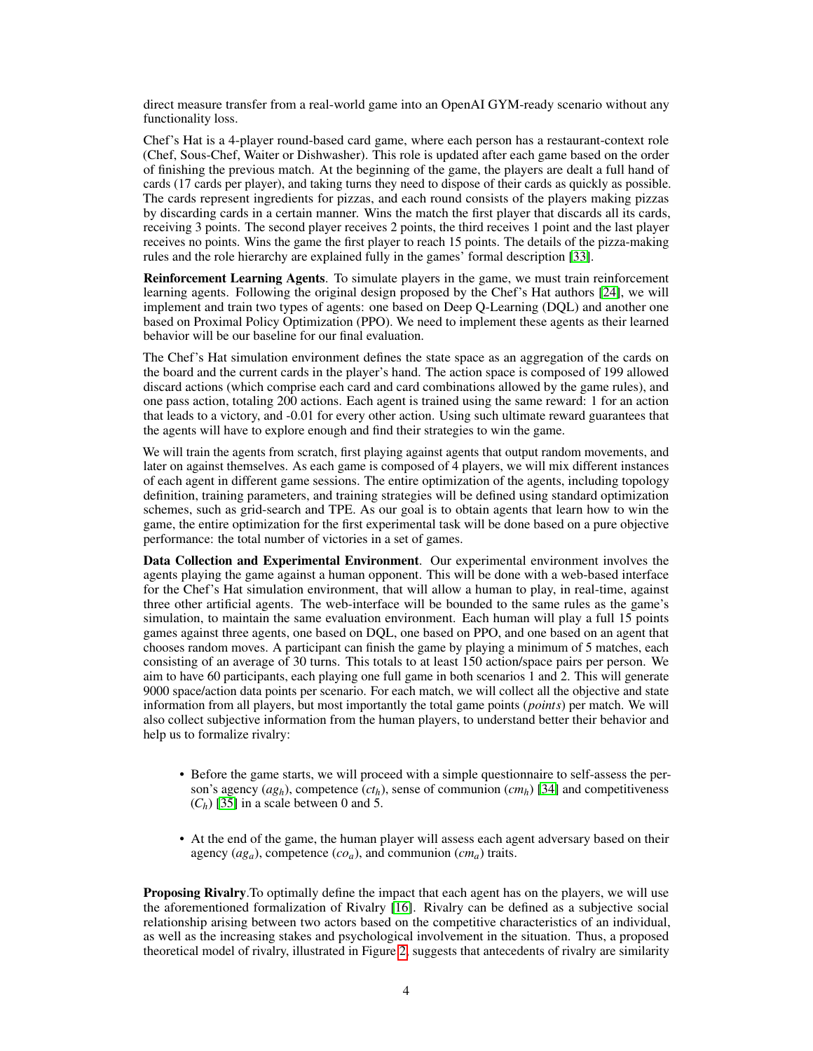direct measure transfer from a real-world game into an OpenAI GYM-ready scenario without any functionality loss.

Chef's Hat is a 4-player round-based card game, where each person has a restaurant-context role (Chef, Sous-Chef, Waiter or Dishwasher). This role is updated after each game based on the order of finishing the previous match. At the beginning of the game, the players are dealt a full hand of cards (17 cards per player), and taking turns they need to dispose of their cards as quickly as possible. The cards represent ingredients for pizzas, and each round consists of the players making pizzas by discarding cards in a certain manner. Wins the match the first player that discards all its cards, receiving 3 points. The second player receives 2 points, the third receives 1 point and the last player receives no points. Wins the game the first player to reach 15 points. The details of the pizza-making rules and the role hierarchy are explained fully in the games' formal description [33].

**Reinforcement Learning Agents**. To simulate players in the game, we must train reinforcement learning agents. Following the original design proposed by the Chef's Hat authors [24], we will implement and train two types of agents: one based on Deep Q-Learning (DQL) and another one based on Proximal Policy Optimization (PPO). We need to implement these agents as their learned behavior will be our baseline for our final evaluation.

The Chef's Hat simulation environment defines the state space as an aggregation of the cards on the board and the current cards in the player's hand. The action space is composed of 199 allowed discard actions (which comprise each card and card combinations allowed by the game rules), and one pass action, totaling 200 actions. Each agent is trained using the same reward: 1 for an action that leads to a victory, and -0.01 for every other action. Using such ultimate reward guarantees that the agents will have to explore enough and find their strategies to win the game.

We will train the agents from scratch, first playing against agents that output random movements, and later on against themselves. As each game is composed of 4 players, we will mix different instances of each agent in different game sessions. The entire optimization of the agents, including topology definition, training parameters, and training strategies will be defined using standard optimization schemes, such as grid-search and TPE. As our goal is to obtain agents that learn how to win the game, the entire optimization for the first experimental task will be done based on a pure objective performance: the total number of victories in a set of games.

**Data Collection and Experimental Environment**. Our experimental environment involves the agents playing the game against a human opponent. This will be done with a web-based interface for the Chef's Hat simulation environment, that will allow a human to play, in real-time, against three other artificial agents. The web-interface will be bounded to the same rules as the game's simulation, to maintain the same evaluation environment. Each human will play a full 15 points games against three agents, one based on DQL, one based on PPO, and one based on an agent that chooses random moves. A participant can finish the game by playing a minimum of 5 matches, each consisting of an average of 30 turns. This totals to at least 150 action/space pairs per person. We aim to have 60 participants, each playing one full game in both scenarios 1 and 2. This will generate 9000 space/action data points per scenario. For each match, we will collect all the objective and state information from all players, but most importantly the total game points ($points$) per match. We will also collect subjective information from the human players, to understand better their behavior and help us to formalize rivalry:

- Before the game starts, we will proceed with a simple questionnaire to self-assess the person's agency ($ag_h$), competence ($ct_h$), sense of communion ($cm_h$) [34] and competitiveness ($C_h$) [35] in a scale between 0 and 5.

- At the end of the game, the human player will assess each agent adversary based on their agency ($ag_a$), competence ($co_a$), and communion ($cm_a$) traits.

**Proposing Rivalry**.To optimally define the impact that each agent has on the players, we will use the aforementioned formalization of Rivalry [16]. Rivalry can be defined as a subjective social relationship arising between two actors based on the competitive characteristics of an individual, as well as the increasing stakes and psychological involvement in the situation. Thus, a proposed theoretical model of rivalry, illustrated in Figure 2, suggests that antecedents of rivalry are similarity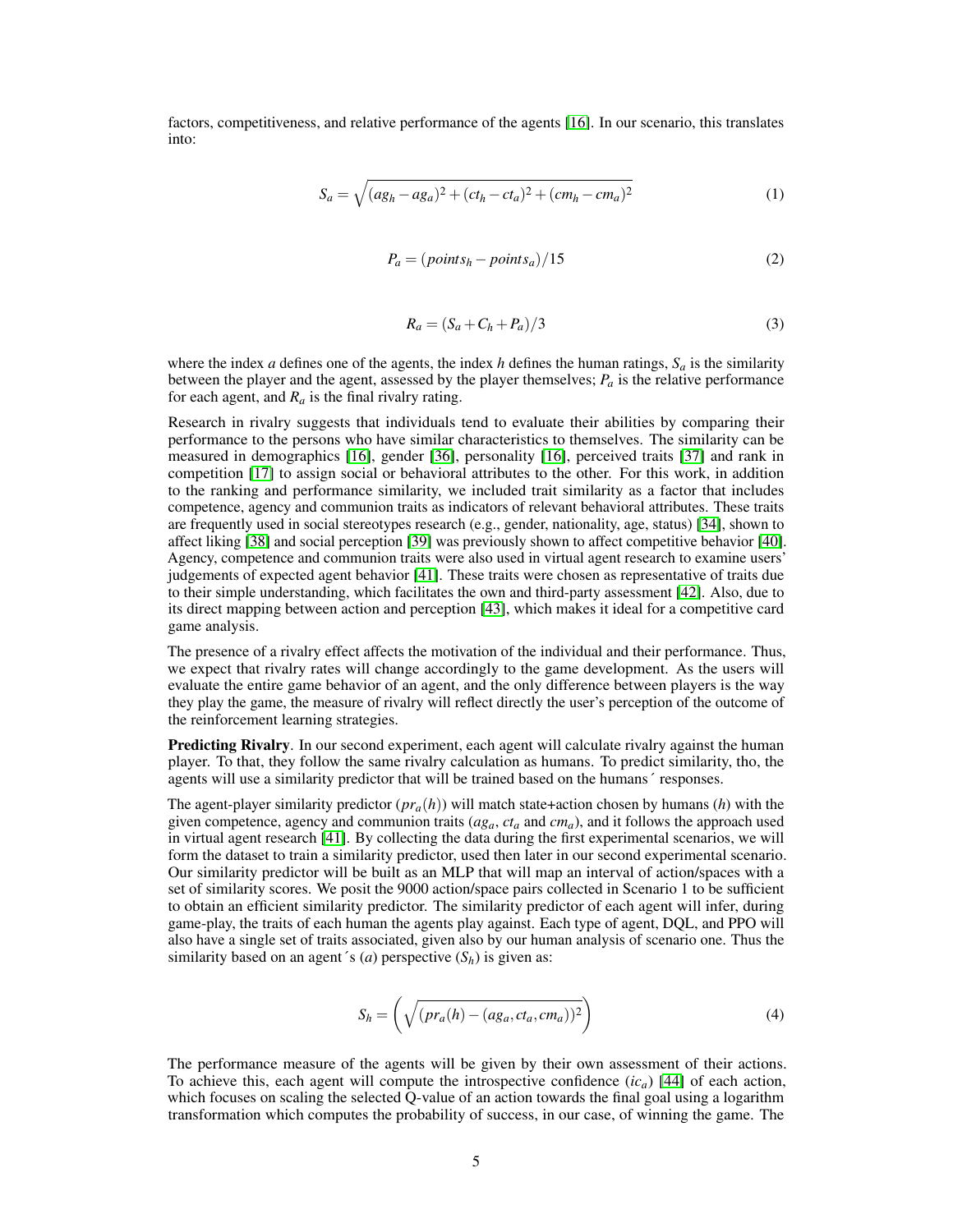factors, competitiveness, and relative performance of the agents [16]. In our scenario, this translates into:

$$S_a = \sqrt{(ag_h - ag_a)^2 + (ct_h - ct_a)^2 + (cm_h - cm_a)^2} \tag{1}$$

$$P_a = (points_h - points_a)/15 \tag{2}$$

$$R_a = (S_a + C_h + P_a)/3 \tag{3}$$

where the index $a$ defines one of the agents, the index $h$ defines the human ratings, $S_a$ is the similarity between the player and the agent, assessed by the player themselves; $P_a$ is the relative performance for each agent, and $R_a$ is the final rivalry rating.

Research in rivalry suggests that individuals tend to evaluate their abilities by comparing their performance to the persons who have similar characteristics to themselves. The similarity can be measured in demographics [16], gender [36], personality [16], perceived traits [37] and rank in competition [17] to assign social or behavioral attributes to the other. For this work, in addition to the ranking and performance similarity, we included trait similarity as a factor that includes competence, agency and communion traits as indicators of relevant behavioral attributes. These traits are frequently used in social stereotypes research (e.g., gender, nationality, age, status) [34], shown to affect liking [38] and social perception [39] was previously shown to affect competitive behavior [40]. Agency, competence and communion traits were also used in virtual agent research to examine users' judgements of expected agent behavior [41]. These traits were chosen as representative of traits due to their simple understanding, which facilitates the own and third-party assessment [42]. Also, due to its direct mapping between action and perception [43], which makes it ideal for a competitive card game analysis.

The presence of a rivalry effect affects the motivation of the individual and their performance. Thus, we expect that rivalry rates will change accordingly to the game development. As the users will evaluate the entire game behavior of an agent, and the only difference between players is the way they play the game, the measure of rivalry will reflect directly the user's perception of the outcome of the reinforcement learning strategies.

**Predicting Rivalry**. In our second experiment, each agent will calculate rivalry against the human player. To that, they follow the same rivalry calculation as humans. To predict similarity, tho, the agents will use a similarity predictor that will be trained based on the humans´ responses.

The agent-player similarity predictor ($pr_a(h)$) will match state+action chosen by humans ($h$) with the given competence, agency and communion traits ($ag_a$, $ct_a$ and $cm_a$), and it follows the approach used in virtual agent research [41]. By collecting the data during the first experimental scenarios, we will form the dataset to train a similarity predictor, used then later in our second experimental scenario. Our similarity predictor will be built as an MLP that will map an interval of action/spaces with a set of similarity scores. We posit the 9000 action/space pairs collected in Scenario 1 to be sufficient to obtain an efficient similarity predictor. The similarity predictor of each agent will infer, during game-play, the traits of each human the agents play against. Each type of agent, DQL, and PPO will also have a single set of traits associated, given also by our human analysis of scenario one. Thus the similarity based on an agent´s ($a$) perspective ($S_h$) is given as:

$$S_h = \left( \sqrt{(pr_a(h) - (ag_a, ct_a, cm_a))^2} \right) \tag{4}$$

The performance measure of the agents will be given by their own assessment of their actions. To achieve this, each agent will compute the introspective confidence ($ic_a$) [44] of each action, which focuses on scaling the selected Q-value of an action towards the final goal using a logarithm transformation which computes the probability of success, in our case, of winning the game. The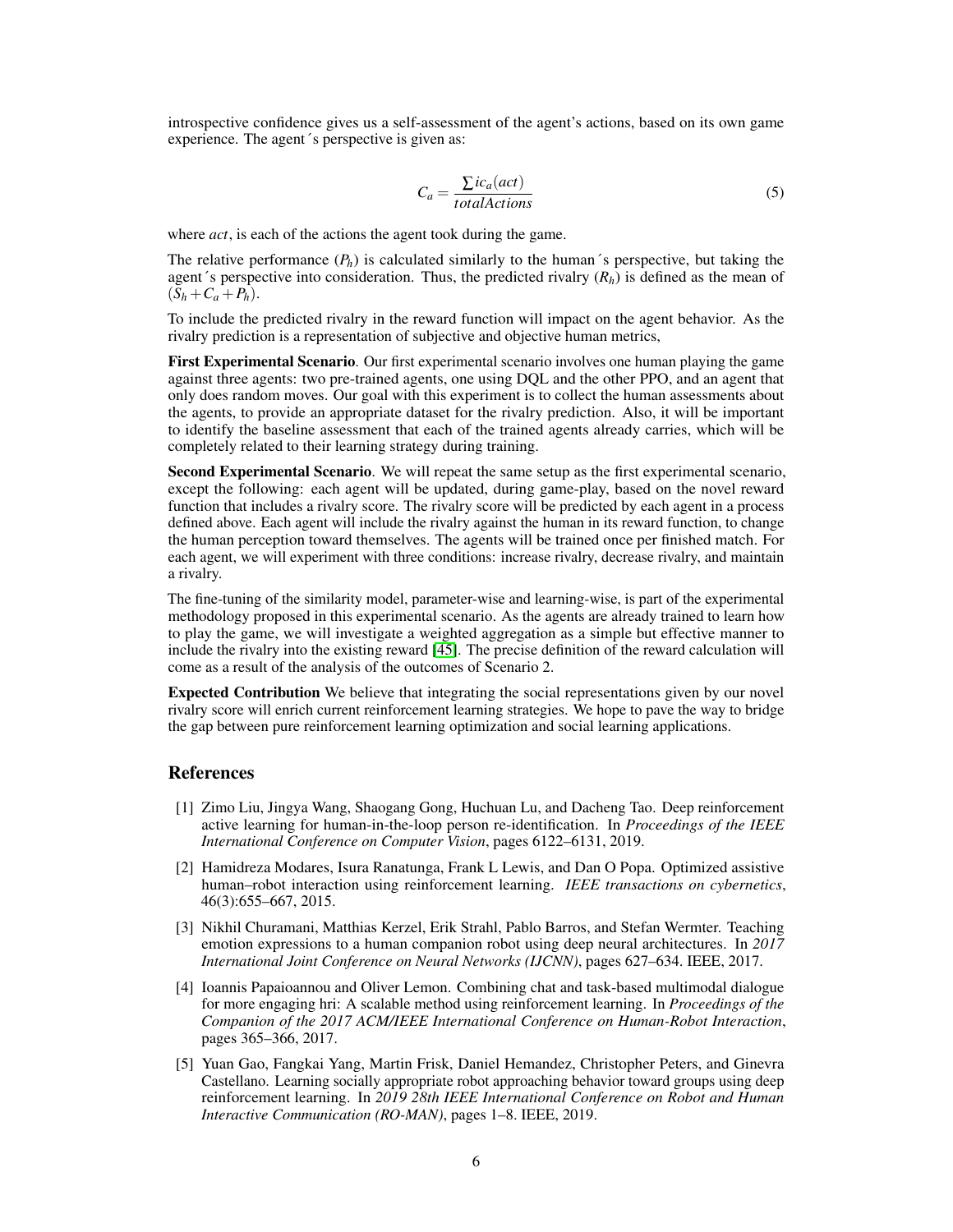introspective confidence gives us a self-assessment of the agent's actions, based on its own game experience. The agent´s perspective is given as:

$$C_a = \frac{\sum ic_a(act)}{totalActions} \tag{5}$$

where *act*, is each of the actions the agent took during the game.

The relative performance ($P_h$) is calculated similarly to the human´s perspective, but taking the agent´s perspective into consideration. Thus, the predicted rivalry ($R_h$) is defined as the mean of $(S_h + C_a + P_h)$.

To include the predicted rivalry in the reward function will impact on the agent behavior. As the rivalry prediction is a representation of subjective and objective human metrics,

**First Experimental Scenario**. Our first experimental scenario involves one human playing the game against three agents: two pre-trained agents, one using DQL and the other PPO, and an agent that only does random moves. Our goal with this experiment is to collect the human assessments about the agents, to provide an appropriate dataset for the rivalry prediction. Also, it will be important to identify the baseline assessment that each of the trained agents already carries, which will be completely related to their learning strategy during training.

**Second Experimental Scenario**. We will repeat the same setup as the first experimental scenario, except the following: each agent will be updated, during game-play, based on the novel reward function that includes a rivalry score. The rivalry score will be predicted by each agent in a process defined above. Each agent will include the rivalry against the human in its reward function, to change the human perception toward themselves. The agents will be trained once per finished match. For each agent, we will experiment with three conditions: increase rivalry, decrease rivalry, and maintain a rivalry.

The fine-tuning of the similarity model, parameter-wise and learning-wise, is part of the experimental methodology proposed in this experimental scenario. As the agents are already trained to learn how to play the game, we will investigate a weighted aggregation as a simple but effective manner to include the rivalry into the existing reward [45]. The precise definition of the reward calculation will come as a result of the analysis of the outcomes of Scenario 2.

**Expected Contribution** We believe that integrating the social representations given by our novel rivalry score will enrich current reinforcement learning strategies. We hope to pave the way to bridge the gap between pure reinforcement learning optimization and social learning applications.

## References

[1] Zimo Liu, Jingya Wang, Shaogang Gong, Huchuan Lu, and Dacheng Tao. Deep reinforcement active learning for human-in-the-loop person re-identification. In *Proceedings of the IEEE International Conference on Computer Vision*, pages 6122–6131, 2019.

[2] Hamidreza Modares, Isura Ranatunga, Frank L Lewis, and Dan O Popa. Optimized assistive human–robot interaction using reinforcement learning. *IEEE transactions on cybernetics*, 46(3):655–667, 2015.

[3] Nikhil Churamani, Matthias Kerzel, Erik Strahl, Pablo Barros, and Stefan Wermter. Teaching emotion expressions to a human companion robot using deep neural architectures. In *2017 International Joint Conference on Neural Networks (IJCNN)*, pages 627–634. IEEE, 2017.

[4] Ioannis Papaioannou and Oliver Lemon. Combining chat and task-based multimodal dialogue for more engaging hri: A scalable method using reinforcement learning. In *Proceedings of the Companion of the 2017 ACM/IEEE International Conference on Human-Robot Interaction*, pages 365–366, 2017.

[5] Yuan Gao, Fangkai Yang, Martin Frisk, Daniel Hemandez, Christopher Peters, and Ginevra Castellano. Learning socially appropriate robot approaching behavior toward groups using deep reinforcement learning. In *2019 28th IEEE International Conference on Robot and Human Interactive Communication (RO-MAN)*, pages 1–8. IEEE, 2019.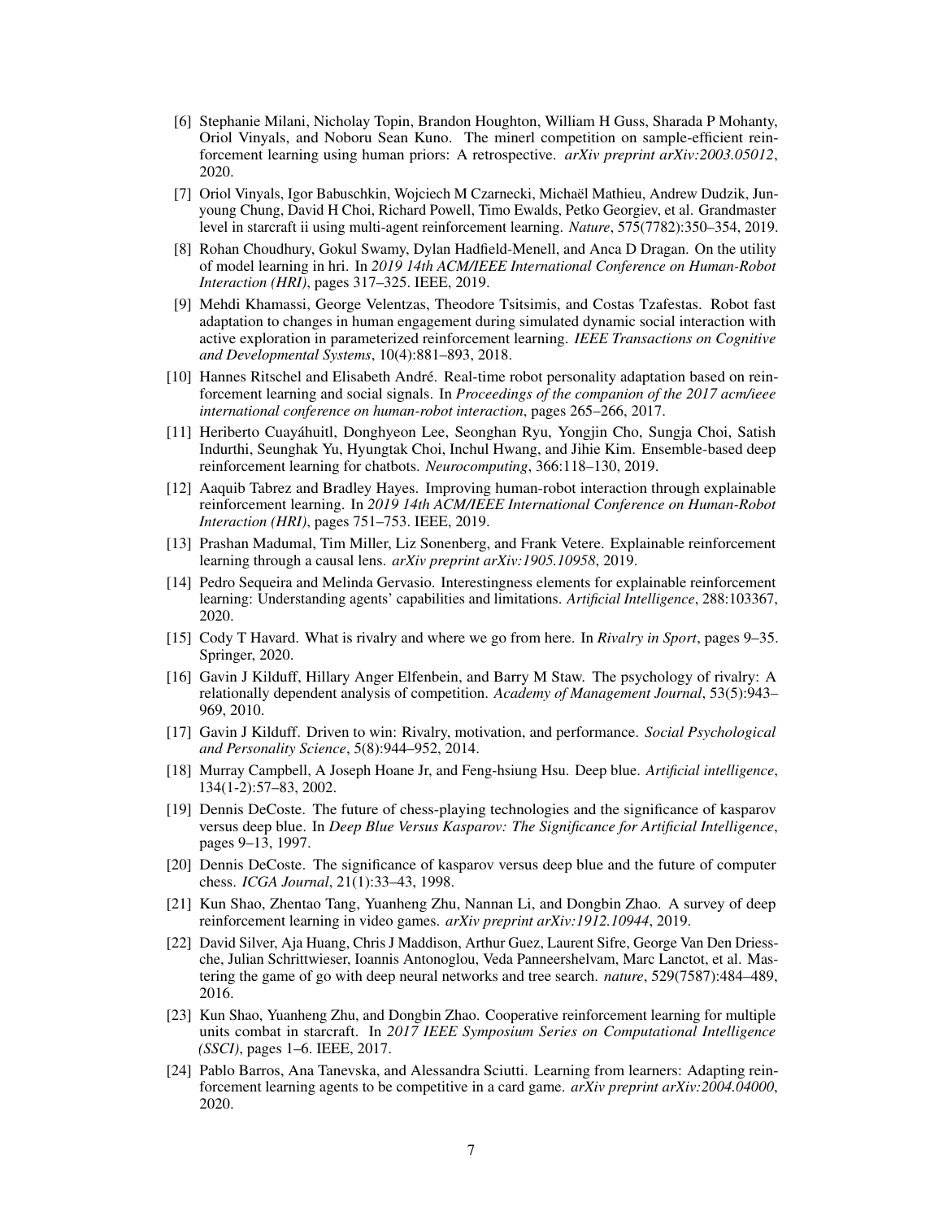[6] Stephanie Milani, Nicholay Topin, Brandon Houghton, William H Guss, Sharada P Mohanty, Oriol Vinyals, and Noboru Sean Kuno. The minerl competition on sample-efficient reinforcement learning using human priors: A retrospective. *arXiv preprint arXiv:2003.05012*, 2020.

[7] Oriol Vinyals, Igor Babuschkin, Wojciech M Czarnecki, Michaël Mathieu, Andrew Dudzik, Junyoung Chung, David H Choi, Richard Powell, Timo Ewalds, Petko Georgiev, et al. Grandmaster level in starcraft ii using multi-agent reinforcement learning. *Nature*, 575(7782):350–354, 2019.

[8] Rohan Choudhury, Gokul Swamy, Dylan Hadfield-Menell, and Anca D Dragan. On the utility of model learning in hri. In *2019 14th ACM/IEEE International Conference on Human-Robot Interaction (HRI)*, pages 317–325. IEEE, 2019.

[9] Mehdi Khamassi, George Velentzas, Theodore Tsitsimis, and Costas Tzafestas. Robot fast adaptation to changes in human engagement during simulated dynamic social interaction with active exploration in parameterized reinforcement learning. *IEEE Transactions on Cognitive and Developmental Systems*, 10(4):881–893, 2018.

[10] Hannes Ritschel and Elisabeth André. Real-time robot personality adaptation based on reinforcement learning and social signals. In *Proceedings of the companion of the 2017 acm/ieee international conference on human-robot interaction*, pages 265–266, 2017.

[11] Heriberto Cuayáhuitl, Donghyeon Lee, Seonghan Ryu, Yongjin Cho, Sungja Choi, Satish Indurthi, Seunghak Yu, Hyungtak Choi, Inchul Hwang, and Jihie Kim. Ensemble-based deep reinforcement learning for chatbots. *Neurocomputing*, 366:118–130, 2019.

[12] Aaquib Tabrez and Bradley Hayes. Improving human-robot interaction through explainable reinforcement learning. In *2019 14th ACM/IEEE International Conference on Human-Robot Interaction (HRI)*, pages 751–753. IEEE, 2019.

[13] Prashan Madumal, Tim Miller, Liz Sonenberg, and Frank Vetere. Explainable reinforcement learning through a causal lens. *arXiv preprint arXiv:1905.10958*, 2019.

[14] Pedro Sequeira and Melinda Gervasio. Interestingness elements for explainable reinforcement learning: Understanding agents' capabilities and limitations. *Artificial Intelligence*, 288:103367, 2020.

[15] Cody T Havard. What is rivalry and where we go from here. In *Rivalry in Sport*, pages 9–35. Springer, 2020.

[16] Gavin J Kilduff, Hillary Anger Elfenbein, and Barry M Staw. The psychology of rivalry: A relationally dependent analysis of competition. *Academy of Management Journal*, 53(5):943–969, 2010.

[17] Gavin J Kilduff. Driven to win: Rivalry, motivation, and performance. *Social Psychological and Personality Science*, 5(8):944–952, 2014.

[18] Murray Campbell, A Joseph Hoane Jr, and Feng-hsiung Hsu. Deep blue. *Artificial intelligence*, 134(1-2):57–83, 2002.

[19] Dennis DeCoste. The future of chess-playing technologies and the significance of kasparov versus deep blue. In *Deep Blue Versus Kasparov: The Significance for Artificial Intelligence*, pages 9–13, 1997.

[20] Dennis DeCoste. The significance of kasparov versus deep blue and the future of computer chess. *ICGA Journal*, 21(1):33–43, 1998.

[21] Kun Shao, Zhentao Tang, Yuanheng Zhu, Nannan Li, and Dongbin Zhao. A survey of deep reinforcement learning in video games. *arXiv preprint arXiv:1912.10944*, 2019.

[22] David Silver, Aja Huang, Chris J Maddison, Arthur Guez, Laurent Sifre, George Van Den Driessche, Julian Schrittwieser, Ioannis Antonoglou, Veda Panneershelvam, Marc Lanctot, et al. Mastering the game of go with deep neural networks and tree search. *nature*, 529(7587):484–489, 2016.

[23] Kun Shao, Yuanheng Zhu, and Dongbin Zhao. Cooperative reinforcement learning for multiple units combat in starcraft. In *2017 IEEE Symposium Series on Computational Intelligence (SSCI)*, pages 1–6. IEEE, 2017.

[24] Pablo Barros, Ana Tanevska, and Alessandra Sciutti. Learning from learners: Adapting reinforcement learning agents to be competitive in a card game. *arXiv preprint arXiv:2004.04000*, 2020.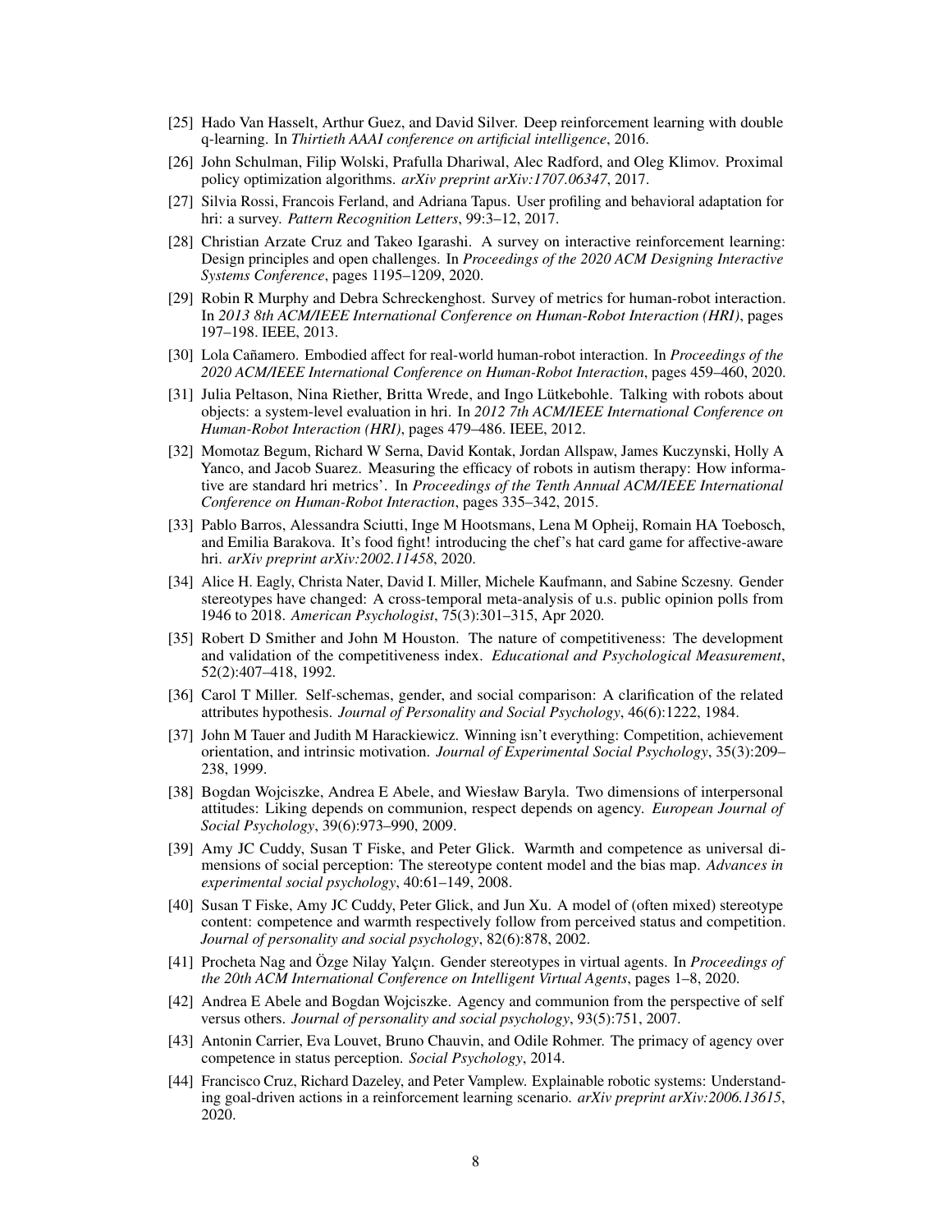[25] Hado Van Hasselt, Arthur Guez, and David Silver. Deep reinforcement learning with double q-learning. In *Thirtieth AAAI conference on artificial intelligence*, 2016.

[26] John Schulman, Filip Wolski, Prafulla Dhariwal, Alec Radford, and Oleg Klimov. Proximal policy optimization algorithms. *arXiv preprint arXiv:1707.06347*, 2017.

[27] Silvia Rossi, Francois Ferland, and Adriana Tapus. User profiling and behavioral adaptation for hri: a survey. *Pattern Recognition Letters*, 99:3–12, 2017.

[28] Christian Arzate Cruz and Takeo Igarashi. A survey on interactive reinforcement learning: Design principles and open challenges. In *Proceedings of the 2020 ACM Designing Interactive Systems Conference*, pages 1195–1209, 2020.

[29] Robin R Murphy and Debra Schreckenghost. Survey of metrics for human-robot interaction. In *2013 8th ACM/IEEE International Conference on Human-Robot Interaction (HRI)*, pages 197–198. IEEE, 2013.

[30] Lola Cañamero. Embodied affect for real-world human-robot interaction. In *Proceedings of the 2020 ACM/IEEE International Conference on Human-Robot Interaction*, pages 459–460, 2020.

[31] Julia Peltason, Nina Riether, Britta Wrede, and Ingo Lütkebohle. Talking with robots about objects: a system-level evaluation in hri. In *2012 7th ACM/IEEE International Conference on Human-Robot Interaction (HRI)*, pages 479–486. IEEE, 2012.

[32] Momotaz Begum, Richard W Serna, David Kontak, Jordan Allspaw, James Kuczynski, Holly A Yanco, and Jacob Suarez. Measuring the efficacy of robots in autism therapy: How informative are standard hri metrics'. In *Proceedings of the Tenth Annual ACM/IEEE International Conference on Human-Robot Interaction*, pages 335–342, 2015.

[33] Pablo Barros, Alessandra Sciutti, Inge M Hootsmans, Lena M Opheij, Romain HA Toebosch, and Emilia Barakova. It's food fight! introducing the chef's hat card game for affective-aware hri. *arXiv preprint arXiv:2002.11458*, 2020.

[34] Alice H. Eagly, Christa Nater, David I. Miller, Michele Kaufmann, and Sabine Sczesny. Gender stereotypes have changed: A cross-temporal meta-analysis of u.s. public opinion polls from 1946 to 2018. *American Psychologist*, 75(3):301–315, Apr 2020.

[35] Robert D Smither and John M Houston. The nature of competitiveness: The development and validation of the competitiveness index. *Educational and Psychological Measurement*, 52(2):407–418, 1992.

[36] Carol T Miller. Self-schemas, gender, and social comparison: A clarification of the related attributes hypothesis. *Journal of Personality and Social Psychology*, 46(6):1222, 1984.

[37] John M Tauer and Judith M Harackiewicz. Winning isn't everything: Competition, achievement orientation, and intrinsic motivation. *Journal of Experimental Social Psychology*, 35(3):209–238, 1999.

[38] Bogdan Wojciszke, Andrea E Abele, and Wiesław Baryla. Two dimensions of interpersonal attitudes: Liking depends on communion, respect depends on agency. *European Journal of Social Psychology*, 39(6):973–990, 2009.

[39] Amy JC Cuddy, Susan T Fiske, and Peter Glick. Warmth and competence as universal dimensions of social perception: The stereotype content model and the bias map. *Advances in experimental social psychology*, 40:61–149, 2008.

[40] Susan T Fiske, Amy JC Cuddy, Peter Glick, and Jun Xu. A model of (often mixed) stereotype content: competence and warmth respectively follow from perceived status and competition. *Journal of personality and social psychology*, 82(6):878, 2002.

[41] Procheta Nag and Özge Nilay Yalçın. Gender stereotypes in virtual agents. In *Proceedings of the 20th ACM International Conference on Intelligent Virtual Agents*, pages 1–8, 2020.

[42] Andrea E Abele and Bogdan Wojciszke. Agency and communion from the perspective of self versus others. *Journal of personality and social psychology*, 93(5):751, 2007.

[43] Antonin Carrier, Eva Louvet, Bruno Chauvin, and Odile Rohmer. The primacy of agency over competence in status perception. *Social Psychology*, 2014.

[44] Francisco Cruz, Richard Dazeley, and Peter Vamplew. Explainable robotic systems: Understanding goal-driven actions in a reinforcement learning scenario. *arXiv preprint arXiv:2006.13615*, 2020.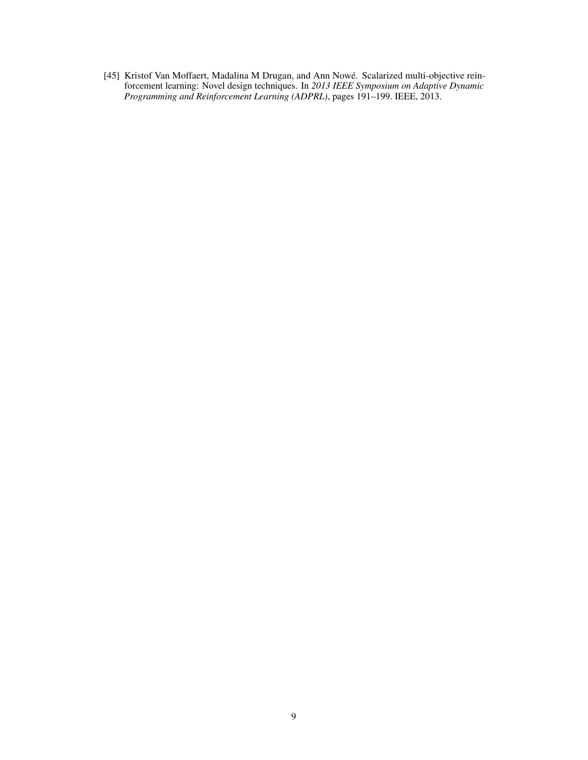[45] Kristof Van Moffaert, Madalina M Drugan, and Ann Nowé. Scalarized multi-objective reinforcement learning: Novel design techniques. In *2013 IEEE Symposium on Adaptive Dynamic Programming and Reinforcement Learning (ADPRL)*, pages 191–199. IEEE, 2013.